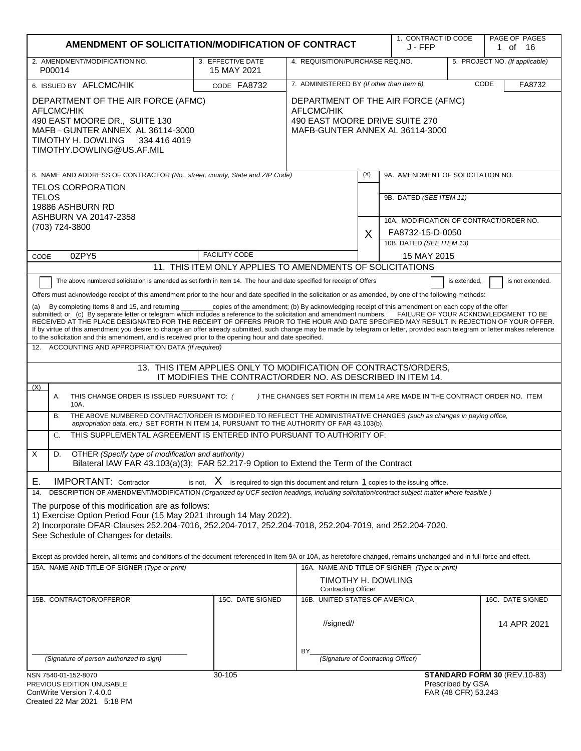# AMENDMENT OF SOLICITATION/MODIFICATION OF CONTRACT

| 1. CONTRACT ID CODE | PAGE OF PAGES |
|---|---|
| J - FFP | 1 of 16 |

| 2. AMENDMENT/MODIFICATION NO. | 3. EFFECTIVE DATE | 4. REQUISITION/PURCHASE REQ.NO. | 5. PROJECT NO. (If applicable) |
|---|---|---|---|
| P00014 | 15 MAY 2021 | | |

**6. ISSUED BY** AFLCMC/HIK CODE FA8732

DEPARTMENT OF THE AIR FORCE (AFMC)
AFLCMC/HIK
490 EAST MOORE DR., SUITE 130
MAFB - GUNTER ANNEX AL 36114-3000
TIMOTHY H. DOWLING 334 416 4019
TIMOTHY.DOWLING@US.AF.MIL

**7. ADMINISTERED BY** *(If other than Item 6)* CODE FA8732

DEPARTMENT OF THE AIR FORCE (AFMC)
AFLCMC/HIK
490 EAST MOORE DRIVE SUITE 270
MAFB-GUNTER ANNEX AL 36114-3000

**8. NAME AND ADDRESS OF CONTRACTOR** *(No., street, county, State and ZIP Code)*

TELOS CORPORATION
TELOS
19886 ASHBURN RD
ASHBURN VA 20147-2358
(703) 724-3800

CODE 0ZPY5 FACILITY CODE

9A. AMENDMENT OF SOLICITATION NO.

9B. DATED *(SEE ITEM 11)*

X 10A. MODIFICATION OF CONTRACT/ORDER NO. FA8732-15-D-0050

10B. DATED *(SEE ITEM 13)* 15 MAY 2015

## 11. THIS ITEM ONLY APPLIES TO AMENDMENTS OF SOLICITATIONS

☐ The above numbered solicitation is amended as set forth in Item 14. The hour and date specified for receipt of Offers ☐ is extended, ☐ is not extended.

Offers must acknowledge receipt of this amendment prior to the hour and date specified in the solicitation or as amended, by one of the following methods:

(a) By completing Items 8 and 15, and returning ________copies of the amendment; (b) By acknowledging receipt of this amendment on each copy of the offer submitted; or (c) By separate letter or telegram which includes a reference to the solicitation and amendment numbers. FAILURE OF YOUR ACKNOWLEDGMENT TO BE RECEIVED AT THE PLACE DESIGNATED FOR THE RECEIPT OF OFFERS PRIOR TO THE HOUR AND DATE SPECIFIED MAY RESULT IN REJECTION OF YOUR OFFER. If by virtue of this amendment you desire to change an offer already submitted, such change may be made by telegram or letter, provided each telegram or letter makes reference to the solicitation and this amendment, and is received prior to the opening hour and date specified.

12. ACCOUNTING AND APPROPRIATION DATA *(If required)*

## 13. THIS ITEM APPLIES ONLY TO MODIFICATION OF CONTRACTS/ORDERS, IT MODIFIES THE CONTRACT/ORDER NO. AS DESCRIBED IN ITEM 14.

| (X) | |
|---|---|
| | A. THIS CHANGE ORDER IS ISSUED PURSUANT TO: ( ) THE CHANGES SET FORTH IN ITEM 14 ARE MADE IN THE CONTRACT ORDER NO. ITEM 10A. |
| | B. THE ABOVE NUMBERED CONTRACT/ORDER IS MODIFIED TO REFLECT THE ADMINISTRATIVE CHANGES *(such as changes in paying office, appropriation data, etc.)* SET FORTH IN ITEM 14, PURSUANT TO THE AUTHORITY OF FAR 43.103(b). |
| | C. THIS SUPPLEMENTAL AGREEMENT IS ENTERED INTO PURSUANT TO AUTHORITY OF: |
| X | D. OTHER *(Specify type of modification and authority)* Bilateral IAW FAR 43.103(a)(3); FAR 52.217-9 Option to Extend the Term of the Contract |

E. IMPORTANT: Contractor is not, X is required to sign this document and return 1 copies to the issuing office.

14. DESCRIPTION OF AMENDMENT/MODIFICATION *(Organized by UCF section headings, including solicitation/contract subject matter where feasible.)*

The purpose of this modification are as follows:
1) Exercise Option Period Four (15 May 2021 through 14 May 2022).
2) Incorporate DFAR Clauses 252.204-7016, 252.204-7017, 252.204-7018, 252.204-7019, and 252.204-7020.
See Schedule of Changes for details.

Except as provided herein, all terms and conditions of the document referenced in Item 9A or 10A, as heretofore changed, remains unchanged and in full force and effect.

| 15A. NAME AND TITLE OF SIGNER (Type or print) | | 16A. NAME AND TITLE OF SIGNER (Type or print) | |
|---|---|---|---|
| | | TIMOTHY H. DOWLING, Contracting Officer | |
| **15B. CONTRACTOR/OFFEROR** | **15C. DATE SIGNED** | **16B. UNITED STATES OF AMERICA** | **16C. DATE SIGNED** |
| ______________________ *(Signature of person authorized to sign)* | | //signed// BY______ *(Signature of Contracting Officer)* | 14 APR 2021 |

NSN 7540-01-152-8070
PREVIOUS EDITION UNUSABLE
ConWrite Version 7.4.0.0
Created 22 Mar 2021 5:18 PM

30-105

**STANDARD FORM 30** (REV.10-83)
Prescribed by GSA
FAR (48 CFR) 53.243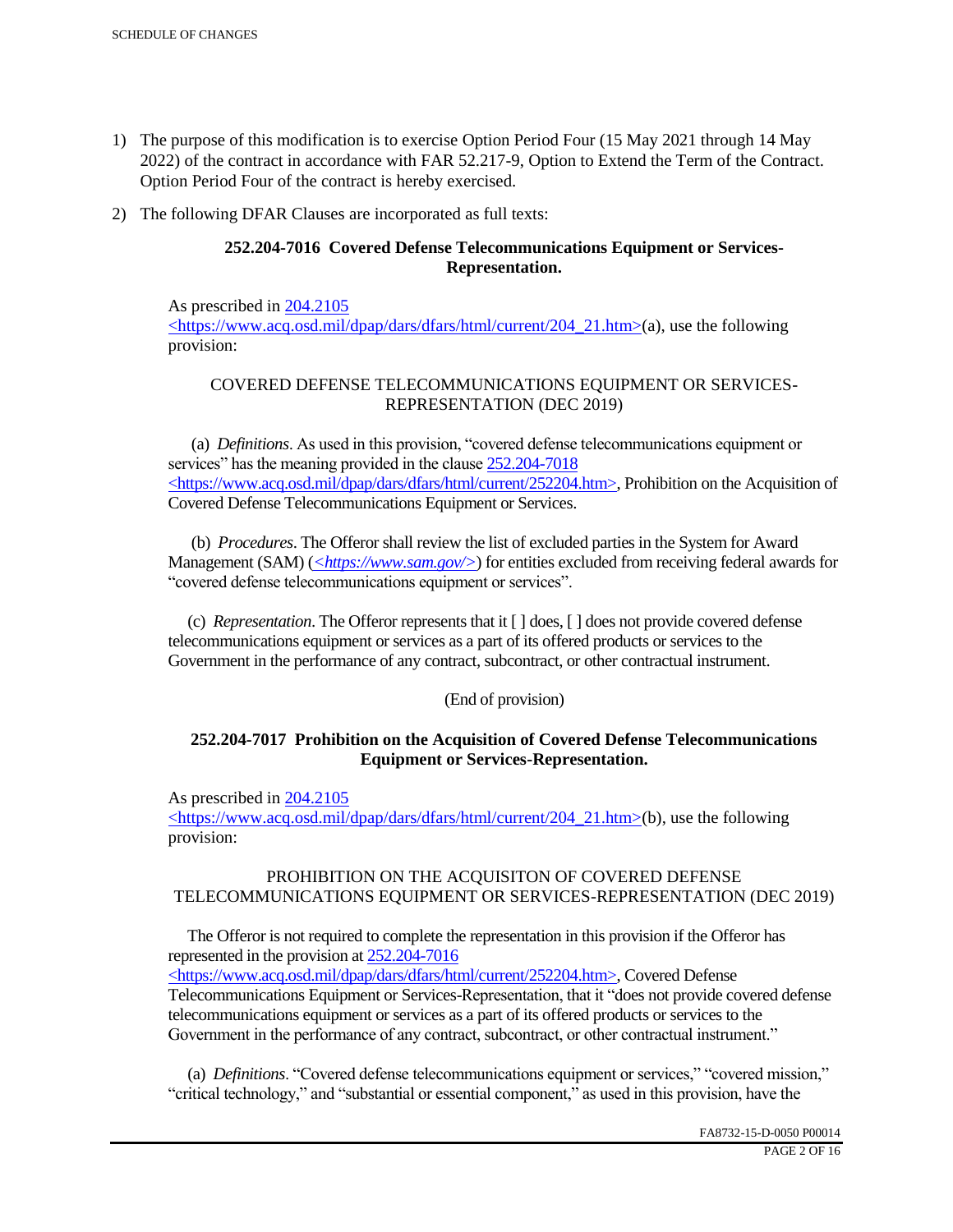1) The purpose of this modification is to exercise Option Period Four (15 May 2021 through 14 May 2022) of the contract in accordance with FAR 52.217-9, Option to Extend the Term of the Contract. Option Period Four of the contract is hereby exercised.

2) The following DFAR Clauses are incorporated as full texts:

**252.204-7016 Covered Defense Telecommunications Equipment or Services-Representation.**

As prescribed in 204.2105 <https://www.acq.osd.mil/dpap/dars/dfars/html/current/204_21.htm>(a), use the following provision:

COVERED DEFENSE TELECOMMUNICATIONS EQUIPMENT OR SERVICES-REPRESENTATION (DEC 2019)

(a) *Definitions*. As used in this provision, "covered defense telecommunications equipment or services" has the meaning provided in the clause 252.204-7018 <https://www.acq.osd.mil/dpap/dars/dfars/html/current/252204.htm>, Prohibition on the Acquisition of Covered Defense Telecommunications Equipment or Services.

(b) *Procedures*. The Offeror shall review the list of excluded parties in the System for Award Management (SAM) (*<https://www.sam.gov/>*) for entities excluded from receiving federal awards for "covered defense telecommunications equipment or services".

(c) *Representation*. The Offeror represents that it [ ] does, [ ] does not provide covered defense telecommunications equipment or services as a part of its offered products or services to the Government in the performance of any contract, subcontract, or other contractual instrument.

(End of provision)

**252.204-7017 Prohibition on the Acquisition of Covered Defense Telecommunications Equipment or Services-Representation.**

As prescribed in 204.2105 <https://www.acq.osd.mil/dpap/dars/dfars/html/current/204_21.htm>(b), use the following provision:

PROHIBITION ON THE ACQUISITON OF COVERED DEFENSE TELECOMMUNICATIONS EQUIPMENT OR SERVICES-REPRESENTATION (DEC 2019)

The Offeror is not required to complete the representation in this provision if the Offeror has represented in the provision at 252.204-7016 <https://www.acq.osd.mil/dpap/dars/dfars/html/current/252204.htm>, Covered Defense Telecommunications Equipment or Services-Representation, that it "does not provide covered defense telecommunications equipment or services as a part of its offered products or services to the Government in the performance of any contract, subcontract, or other contractual instrument."

(a) *Definitions*. "Covered defense telecommunications equipment or services," "covered mission," "critical technology," and "substantial or essential component," as used in this provision, have the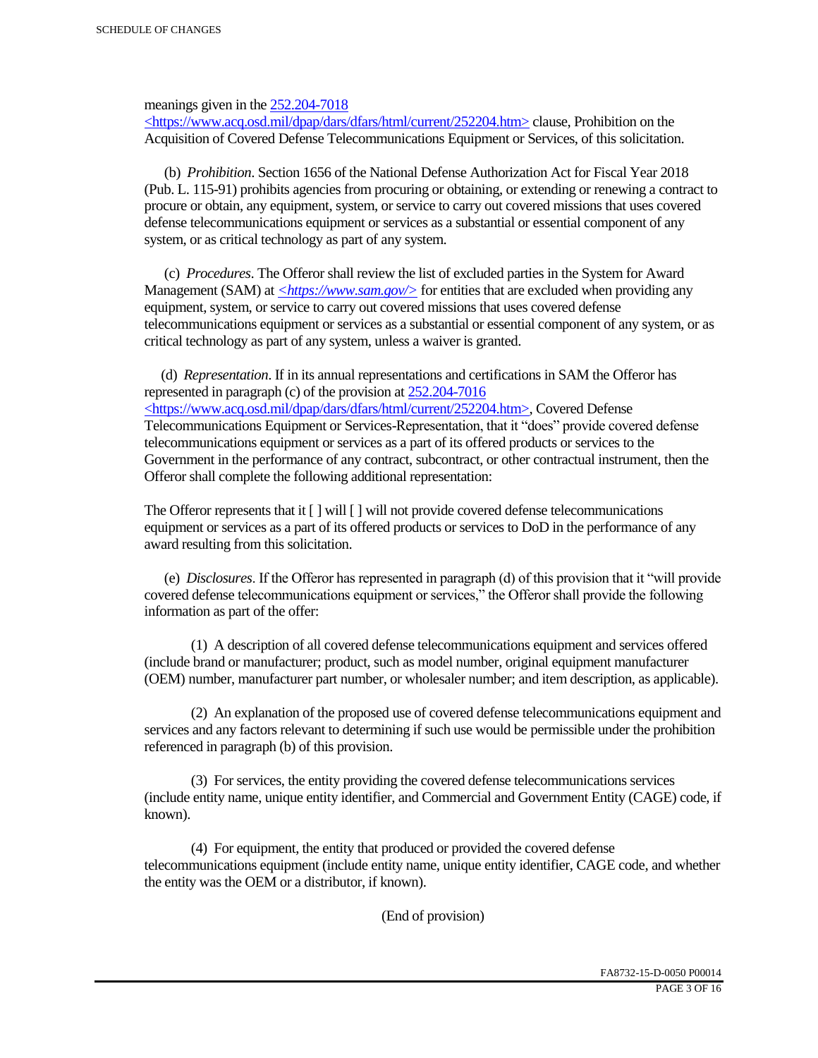meanings given in the 252.204-7018 <https://www.acq.osd.mil/dpap/dars/dfars/html/current/252204.htm> clause, Prohibition on the Acquisition of Covered Defense Telecommunications Equipment or Services, of this solicitation.

(b) *Prohibition*. Section 1656 of the National Defense Authorization Act for Fiscal Year 2018 (Pub. L. 115-91) prohibits agencies from procuring or obtaining, or extending or renewing a contract to procure or obtain, any equipment, system, or service to carry out covered missions that uses covered defense telecommunications equipment or services as a substantial or essential component of any system, or as critical technology as part of any system.

(c) *Procedures*. The Offeror shall review the list of excluded parties in the System for Award Management (SAM) at *<https://www.sam.gov/>* for entities that are excluded when providing any equipment, system, or service to carry out covered missions that uses covered defense telecommunications equipment or services as a substantial or essential component of any system, or as critical technology as part of any system, unless a waiver is granted.

(d) *Representation*. If in its annual representations and certifications in SAM the Offeror has represented in paragraph (c) of the provision at 252.204-7016 <https://www.acq.osd.mil/dpap/dars/dfars/html/current/252204.htm>, Covered Defense Telecommunications Equipment or Services-Representation, that it "does" provide covered defense telecommunications equipment or services as a part of its offered products or services to the Government in the performance of any contract, subcontract, or other contractual instrument, then the Offeror shall complete the following additional representation:

The Offeror represents that it [ ] will [ ] will not provide covered defense telecommunications equipment or services as a part of its offered products or services to DoD in the performance of any award resulting from this solicitation.

(e) *Disclosures*. If the Offeror has represented in paragraph (d) of this provision that it "will provide covered defense telecommunications equipment or services," the Offeror shall provide the following information as part of the offer:

(1) A description of all covered defense telecommunications equipment and services offered (include brand or manufacturer; product, such as model number, original equipment manufacturer (OEM) number, manufacturer part number, or wholesaler number; and item description, as applicable).

(2) An explanation of the proposed use of covered defense telecommunications equipment and services and any factors relevant to determining if such use would be permissible under the prohibition referenced in paragraph (b) of this provision.

(3) For services, the entity providing the covered defense telecommunications services (include entity name, unique entity identifier, and Commercial and Government Entity (CAGE) code, if known).

(4) For equipment, the entity that produced or provided the covered defense telecommunications equipment (include entity name, unique entity identifier, CAGE code, and whether the entity was the OEM or a distributor, if known).

(End of provision)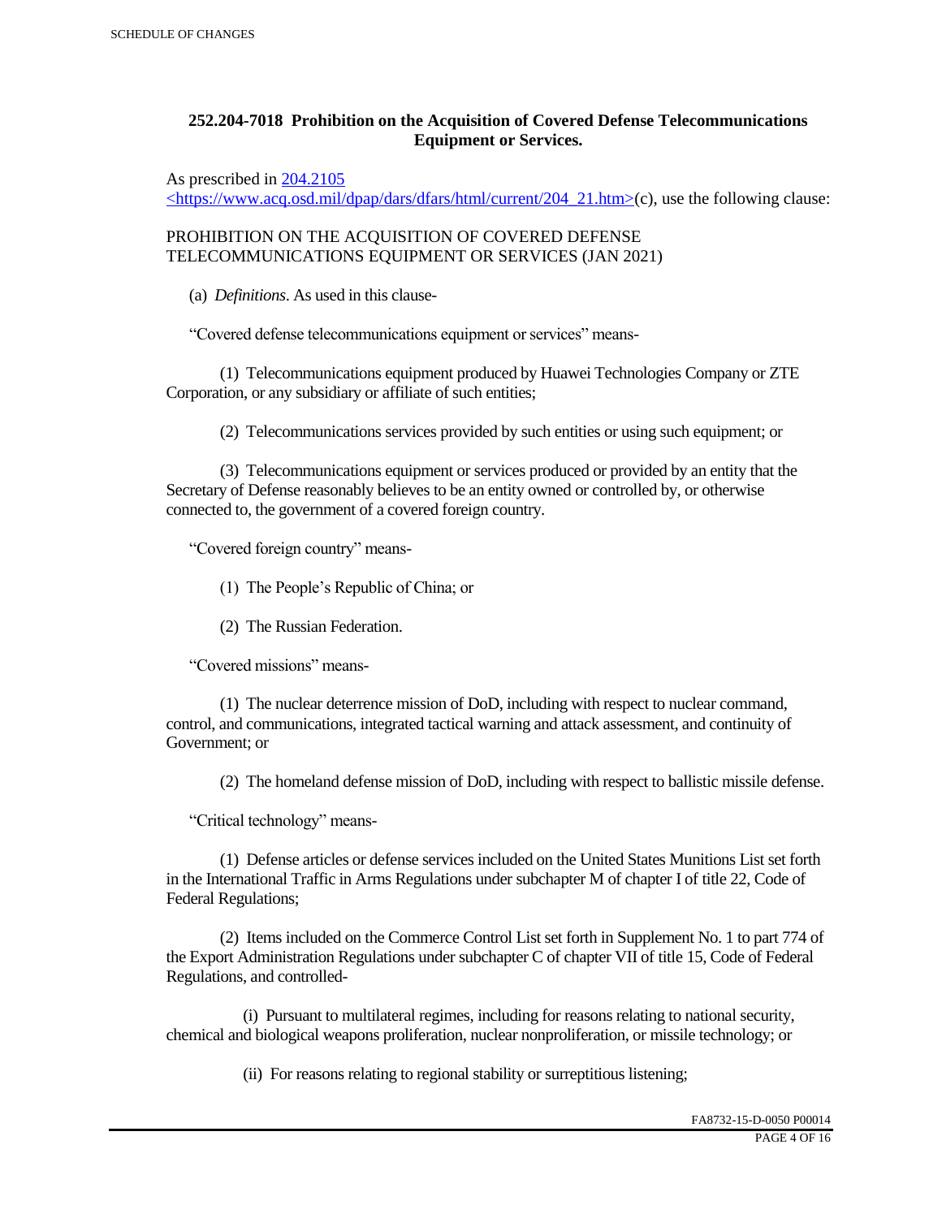### 252.204-7018 Prohibition on the Acquisition of Covered Defense Telecommunications Equipment or Services.

As prescribed in [204.2105](https://www.acq.osd.mil/dpap/dars/dfars/html/current/204_21.htm) <https://www.acq.osd.mil/dpap/dars/dfars/html/current/204_21.htm>(c), use the following clause:

PROHIBITION ON THE ACQUISITION OF COVERED DEFENSE TELECOMMUNICATIONS EQUIPMENT OR SERVICES (JAN 2021)

(a) *Definitions*. As used in this clause-

"Covered defense telecommunications equipment or services" means-

(1) Telecommunications equipment produced by Huawei Technologies Company or ZTE Corporation, or any subsidiary or affiliate of such entities;

(2) Telecommunications services provided by such entities or using such equipment; or

(3) Telecommunications equipment or services produced or provided by an entity that the Secretary of Defense reasonably believes to be an entity owned or controlled by, or otherwise connected to, the government of a covered foreign country.

"Covered foreign country" means-

(1) The People's Republic of China; or

(2) The Russian Federation.

"Covered missions" means-

(1) The nuclear deterrence mission of DoD, including with respect to nuclear command, control, and communications, integrated tactical warning and attack assessment, and continuity of Government; or

(2) The homeland defense mission of DoD, including with respect to ballistic missile defense.

"Critical technology" means-

(1) Defense articles or defense services included on the United States Munitions List set forth in the International Traffic in Arms Regulations under subchapter M of chapter I of title 22, Code of Federal Regulations;

(2) Items included on the Commerce Control List set forth in Supplement No. 1 to part 774 of the Export Administration Regulations under subchapter C of chapter VII of title 15, Code of Federal Regulations, and controlled-

(i) Pursuant to multilateral regimes, including for reasons relating to national security, chemical and biological weapons proliferation, nuclear nonproliferation, or missile technology; or

(ii) For reasons relating to regional stability or surreptitious listening;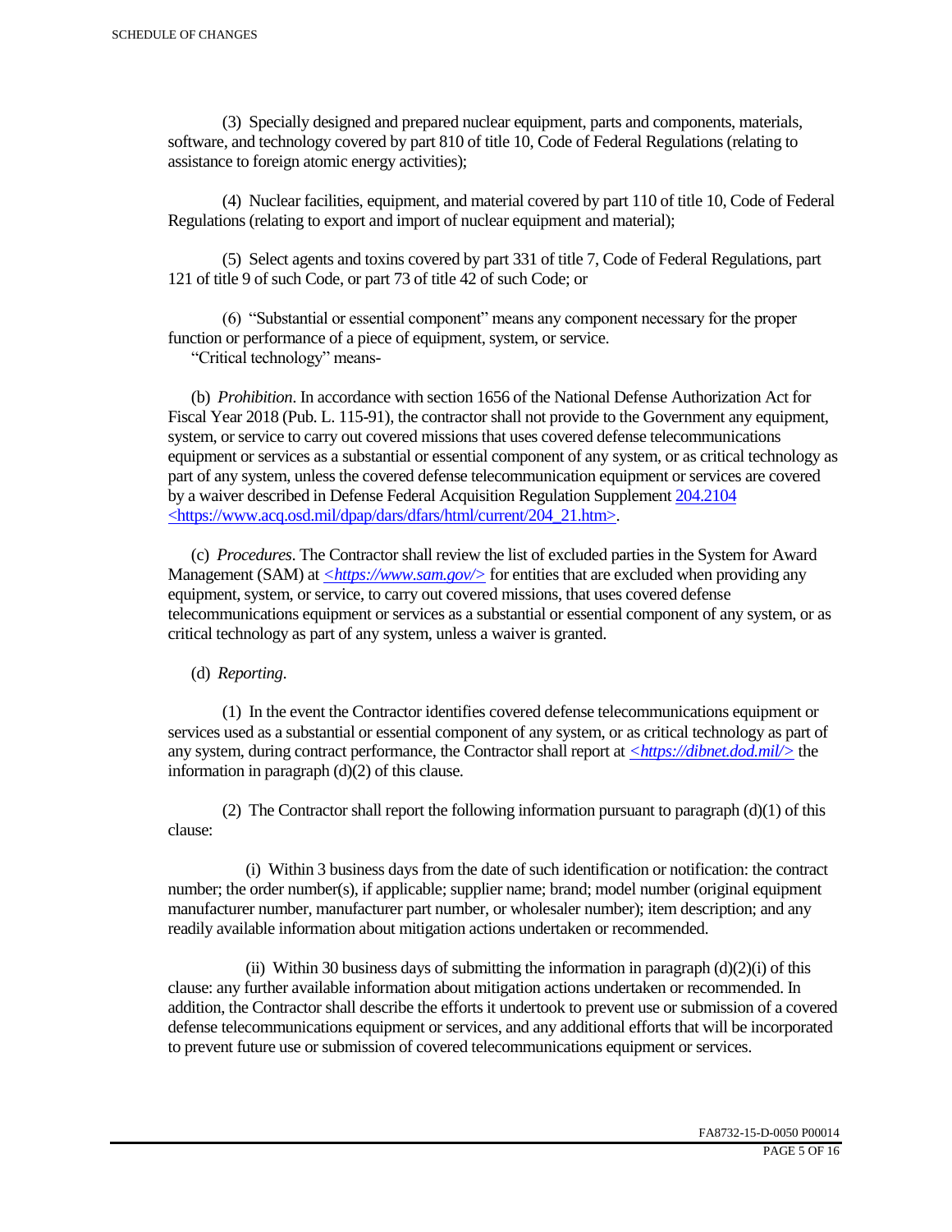(3) Specially designed and prepared nuclear equipment, parts and components, materials, software, and technology covered by part 810 of title 10, Code of Federal Regulations (relating to assistance to foreign atomic energy activities);

(4) Nuclear facilities, equipment, and material covered by part 110 of title 10, Code of Federal Regulations (relating to export and import of nuclear equipment and material);

(5) Select agents and toxins covered by part 331 of title 7, Code of Federal Regulations, part 121 of title 9 of such Code, or part 73 of title 42 of such Code; or

(6) "Substantial or essential component" means any component necessary for the proper function or performance of a piece of equipment, system, or service.

"Critical technology" means-

(b) *Prohibition*. In accordance with section 1656 of the National Defense Authorization Act for Fiscal Year 2018 (Pub. L. 115-91), the contractor shall not provide to the Government any equipment, system, or service to carry out covered missions that uses covered defense telecommunications equipment or services as a substantial or essential component of any system, or as critical technology as part of any system, unless the covered defense telecommunication equipment or services are covered by a waiver described in Defense Federal Acquisition Regulation Supplement [204.2104](https://www.acq.osd.mil/dpap/dars/dfars/html/current/204_21.htm) <https://www.acq.osd.mil/dpap/dars/dfars/html/current/204_21.htm>.

(c) *Procedures*. The Contractor shall review the list of excluded parties in the System for Award Management (SAM) at *<https://www.sam.gov/>* for entities that are excluded when providing any equipment, system, or service, to carry out covered missions, that uses covered defense telecommunications equipment or services as a substantial or essential component of any system, or as critical technology as part of any system, unless a waiver is granted.

(d) *Reporting*.

(1) In the event the Contractor identifies covered defense telecommunications equipment or services used as a substantial or essential component of any system, or as critical technology as part of any system, during contract performance, the Contractor shall report at *<https://dibnet.dod.mil/>* the information in paragraph (d)(2) of this clause.

(2) The Contractor shall report the following information pursuant to paragraph (d)(1) of this clause:

(i) Within 3 business days from the date of such identification or notification: the contract number; the order number(s), if applicable; supplier name; brand; model number (original equipment manufacturer number, manufacturer part number, or wholesaler number); item description; and any readily available information about mitigation actions undertaken or recommended.

(ii) Within 30 business days of submitting the information in paragraph (d)(2)(i) of this clause: any further available information about mitigation actions undertaken or recommended. In addition, the Contractor shall describe the efforts it undertook to prevent use or submission of a covered defense telecommunications equipment or services, and any additional efforts that will be incorporated to prevent future use or submission of covered telecommunications equipment or services.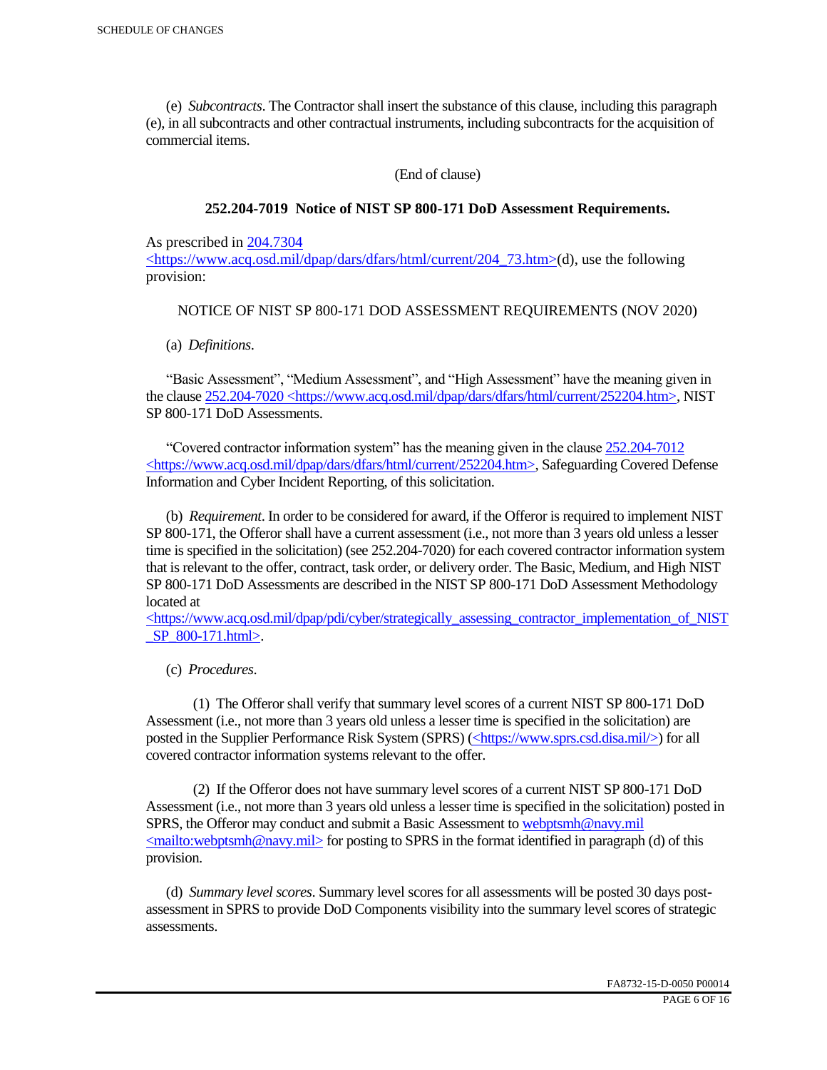(e) *Subcontracts*. The Contractor shall insert the substance of this clause, including this paragraph (e), in all subcontracts and other contractual instruments, including subcontracts for the acquisition of commercial items.

(End of clause)

**252.204-7019 Notice of NIST SP 800-171 DoD Assessment Requirements.**

As prescribed in 204.7304 <https://www.acq.osd.mil/dpap/dars/dfars/html/current/204_73.htm>(d), use the following provision:

NOTICE OF NIST SP 800-171 DOD ASSESSMENT REQUIREMENTS (NOV 2020)

(a) *Definitions*.

"Basic Assessment", "Medium Assessment", and "High Assessment" have the meaning given in the clause 252.204-7020 <https://www.acq.osd.mil/dpap/dars/dfars/html/current/252204.htm>, NIST SP 800-171 DoD Assessments.

"Covered contractor information system" has the meaning given in the clause 252.204-7012 <https://www.acq.osd.mil/dpap/dars/dfars/html/current/252204.htm>, Safeguarding Covered Defense Information and Cyber Incident Reporting, of this solicitation.

(b) *Requirement*. In order to be considered for award, if the Offeror is required to implement NIST SP 800-171, the Offeror shall have a current assessment (i.e., not more than 3 years old unless a lesser time is specified in the solicitation) (see 252.204-7020) for each covered contractor information system that is relevant to the offer, contract, task order, or delivery order. The Basic, Medium, and High NIST SP 800-171 DoD Assessments are described in the NIST SP 800-171 DoD Assessment Methodology located at <https://www.acq.osd.mil/dpap/pdi/cyber/strategically_assessing_contractor_implementation_of_NIST_SP_800-171.html>.

(c) *Procedures*.

(1) The Offeror shall verify that summary level scores of a current NIST SP 800-171 DoD Assessment (i.e., not more than 3 years old unless a lesser time is specified in the solicitation) are posted in the Supplier Performance Risk System (SPRS) (<https://www.sprs.csd.disa.mil/>) for all covered contractor information systems relevant to the offer.

(2) If the Offeror does not have summary level scores of a current NIST SP 800-171 DoD Assessment (i.e., not more than 3 years old unless a lesser time is specified in the solicitation) posted in SPRS, the Offeror may conduct and submit a Basic Assessment to webptsmh@navy.mil <mailto:webptsmh@navy.mil> for posting to SPRS in the format identified in paragraph (d) of this provision.

(d) *Summary level scores*. Summary level scores for all assessments will be posted 30 days post-assessment in SPRS to provide DoD Components visibility into the summary level scores of strategic assessments.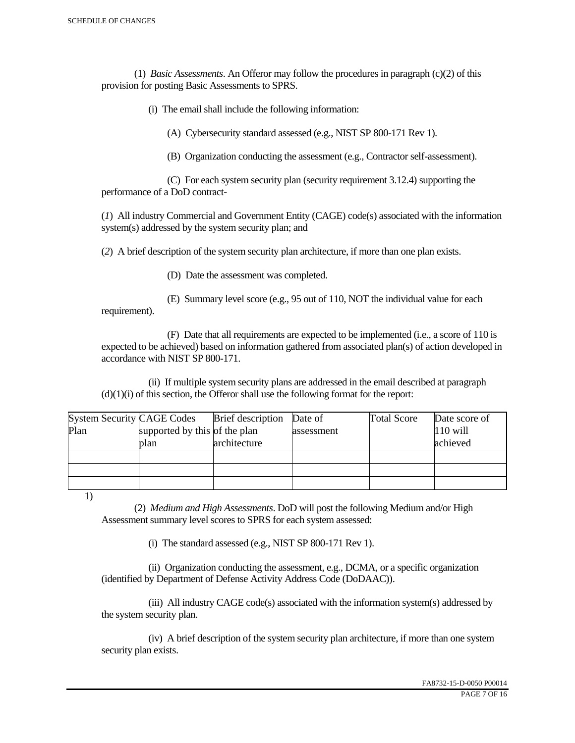(1) *Basic Assessments*. An Offeror may follow the procedures in paragraph (c)(2) of this provision for posting Basic Assessments to SPRS.

(i) The email shall include the following information:

(A) Cybersecurity standard assessed (e.g., NIST SP 800-171 Rev 1).

(B) Organization conducting the assessment (e.g., Contractor self-assessment).

(C) For each system security plan (security requirement 3.12.4) supporting the performance of a DoD contract-

(*1*) All industry Commercial and Government Entity (CAGE) code(s) associated with the information system(s) addressed by the system security plan; and

(*2*) A brief description of the system security plan architecture, if more than one plan exists.

(D) Date the assessment was completed.

(E) Summary level score (e.g., 95 out of 110, NOT the individual value for each requirement).

(F) Date that all requirements are expected to be implemented (i.e., a score of 110 is expected to be achieved) based on information gathered from associated plan(s) of action developed in accordance with NIST SP 800-171.

(ii) If multiple system security plans are addressed in the email described at paragraph (d)(1)(i) of this section, the Offeror shall use the following format for the report:

| System Security Plan | CAGE Codes supported by this plan | Brief description of the plan architecture | Date of assessment | Total Score | Date score of 110 will achieved |
|---|---|---|---|---|---|
| | | | | | |
| | | | | | |
| | | | | | |

1)

(2) *Medium and High Assessments*. DoD will post the following Medium and/or High Assessment summary level scores to SPRS for each system assessed:

(i) The standard assessed (e.g., NIST SP 800-171 Rev 1).

(ii) Organization conducting the assessment, e.g., DCMA, or a specific organization (identified by Department of Defense Activity Address Code (DoDAAC)).

(iii) All industry CAGE code(s) associated with the information system(s) addressed by the system security plan.

(iv) A brief description of the system security plan architecture, if more than one system security plan exists.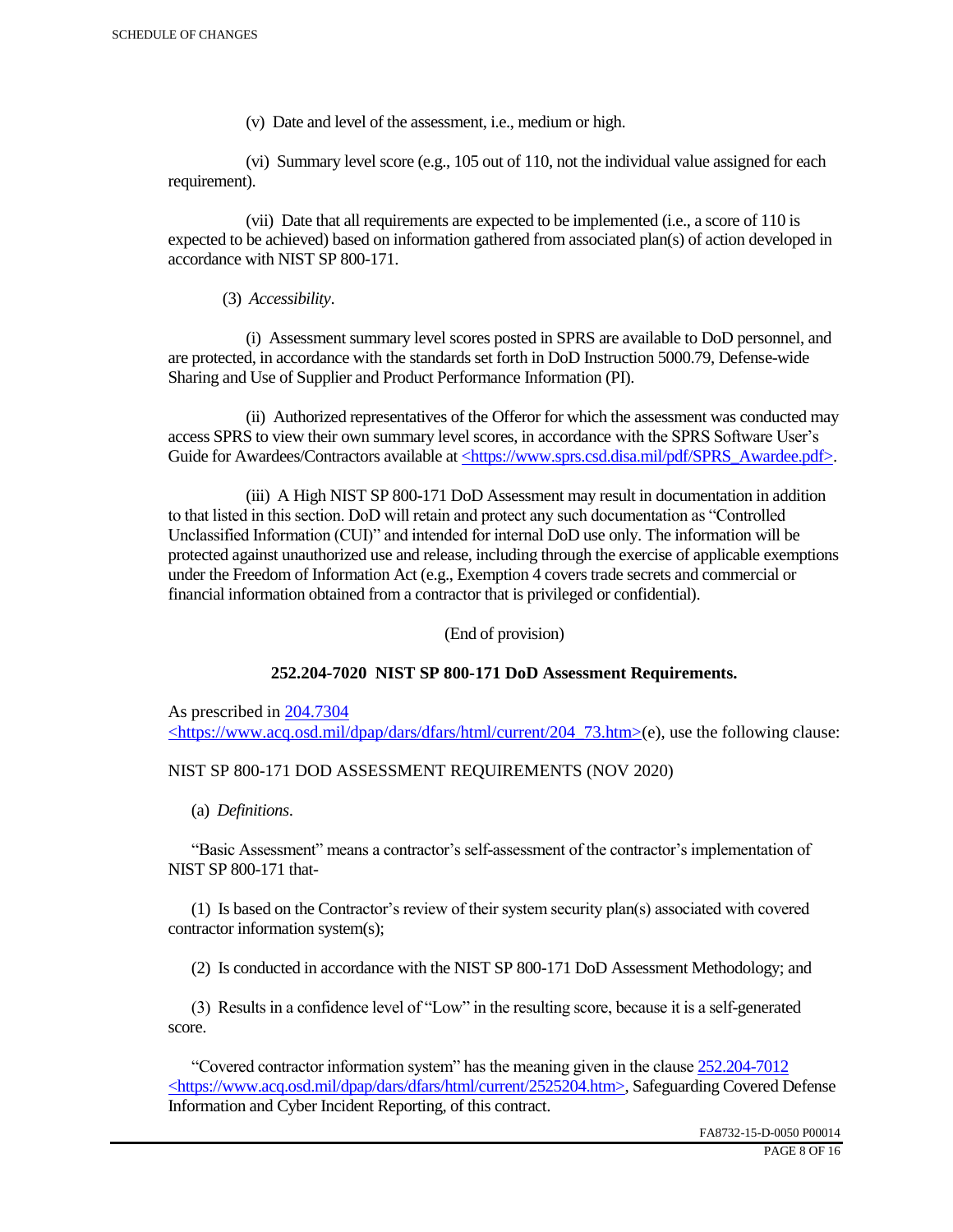(v) Date and level of the assessment, i.e., medium or high.

(vi) Summary level score (e.g., 105 out of 110, not the individual value assigned for each requirement).

(vii) Date that all requirements are expected to be implemented (i.e., a score of 110 is expected to be achieved) based on information gathered from associated plan(s) of action developed in accordance with NIST SP 800-171.

(3) *Accessibility*.

(i) Assessment summary level scores posted in SPRS are available to DoD personnel, and are protected, in accordance with the standards set forth in DoD Instruction 5000.79, Defense-wide Sharing and Use of Supplier and Product Performance Information (PI).

(ii) Authorized representatives of the Offeror for which the assessment was conducted may access SPRS to view their own summary level scores, in accordance with the SPRS Software User's Guide for Awardees/Contractors available at <https://www.sprs.csd.disa.mil/pdf/SPRS_Awardee.pdf>.

(iii) A High NIST SP 800-171 DoD Assessment may result in documentation in addition to that listed in this section. DoD will retain and protect any such documentation as "Controlled Unclassified Information (CUI)" and intended for internal DoD use only. The information will be protected against unauthorized use and release, including through the exercise of applicable exemptions under the Freedom of Information Act (e.g., Exemption 4 covers trade secrets and commercial or financial information obtained from a contractor that is privileged or confidential).

(End of provision)

**252.204-7020 NIST SP 800-171 DoD Assessment Requirements.**

As prescribed in 204.7304 <https://www.acq.osd.mil/dpap/dars/dfars/html/current/204_73.htm>(e), use the following clause:

NIST SP 800-171 DOD ASSESSMENT REQUIREMENTS (NOV 2020)

(a) *Definitions*.

"Basic Assessment" means a contractor's self-assessment of the contractor's implementation of NIST SP 800-171 that-

(1) Is based on the Contractor's review of their system security plan(s) associated with covered contractor information system(s);

(2) Is conducted in accordance with the NIST SP 800-171 DoD Assessment Methodology; and

(3) Results in a confidence level of "Low" in the resulting score, because it is a self-generated score.

"Covered contractor information system" has the meaning given in the clause 252.204-7012 <https://www.acq.osd.mil/dpap/dars/dfars/html/current/2525204.htm>, Safeguarding Covered Defense Information and Cyber Incident Reporting, of this contract.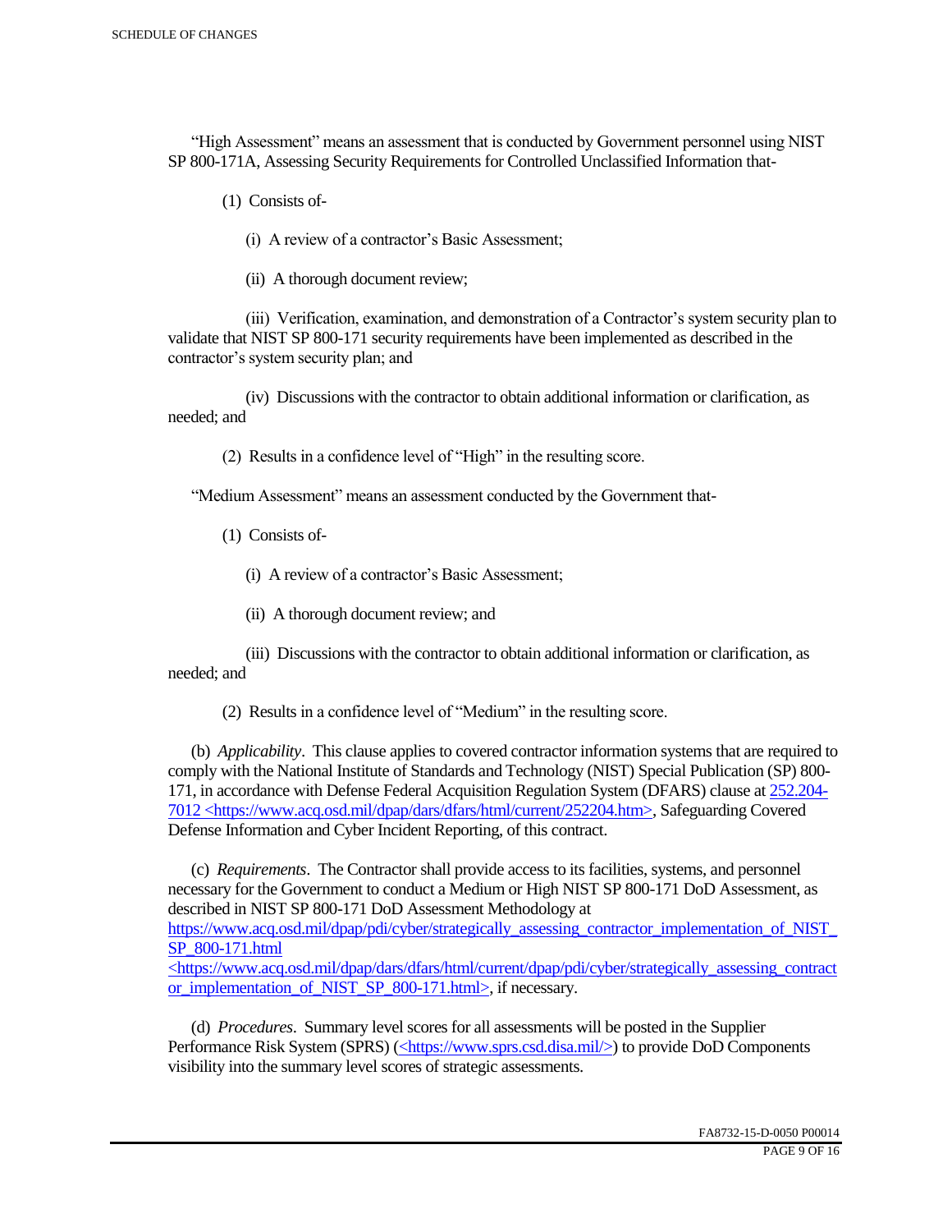"High Assessment" means an assessment that is conducted by Government personnel using NIST SP 800-171A, Assessing Security Requirements for Controlled Unclassified Information that-

(1) Consists of-

(i) A review of a contractor's Basic Assessment;

(ii) A thorough document review;

(iii) Verification, examination, and demonstration of a Contractor's system security plan to validate that NIST SP 800-171 security requirements have been implemented as described in the contractor's system security plan; and

(iv) Discussions with the contractor to obtain additional information or clarification, as needed; and

(2) Results in a confidence level of "High" in the resulting score.

"Medium Assessment" means an assessment conducted by the Government that-

(1) Consists of-

(i) A review of a contractor's Basic Assessment;

(ii) A thorough document review; and

(iii) Discussions with the contractor to obtain additional information or clarification, as needed; and

(2) Results in a confidence level of "Medium" in the resulting score.

(b) *Applicability*. This clause applies to covered contractor information systems that are required to comply with the National Institute of Standards and Technology (NIST) Special Publication (SP) 800-171, in accordance with Defense Federal Acquisition Regulation System (DFARS) clause at [252.204-7012 <https://www.acq.osd.mil/dpap/dars/dfars/html/current/252204.htm>](https://www.acq.osd.mil/dpap/dars/dfars/html/current/252204.htm), Safeguarding Covered Defense Information and Cyber Incident Reporting, of this contract.

(c) *Requirements*. The Contractor shall provide access to its facilities, systems, and personnel necessary for the Government to conduct a Medium or High NIST SP 800-171 DoD Assessment, as described in NIST SP 800-171 DoD Assessment Methodology at [https://www.acq.osd.mil/dpap/pdi/cyber/strategically_assessing_contractor_implementation_of_NIST_SP_800-171.html <https://www.acq.osd.mil/dpap/dars/dfars/html/current/dpap/pdi/cyber/strategically_assessing_contractor_implementation_of_NIST_SP_800-171.html>](https://www.acq.osd.mil/dpap/pdi/cyber/strategically_assessing_contractor_implementation_of_NIST_SP_800-171.html), if necessary.

(d) *Procedures*. Summary level scores for all assessments will be posted in the Supplier Performance Risk System (SPRS) ([<https://www.sprs.csd.disa.mil/>](https://www.sprs.csd.disa.mil/)) to provide DoD Components visibility into the summary level scores of strategic assessments.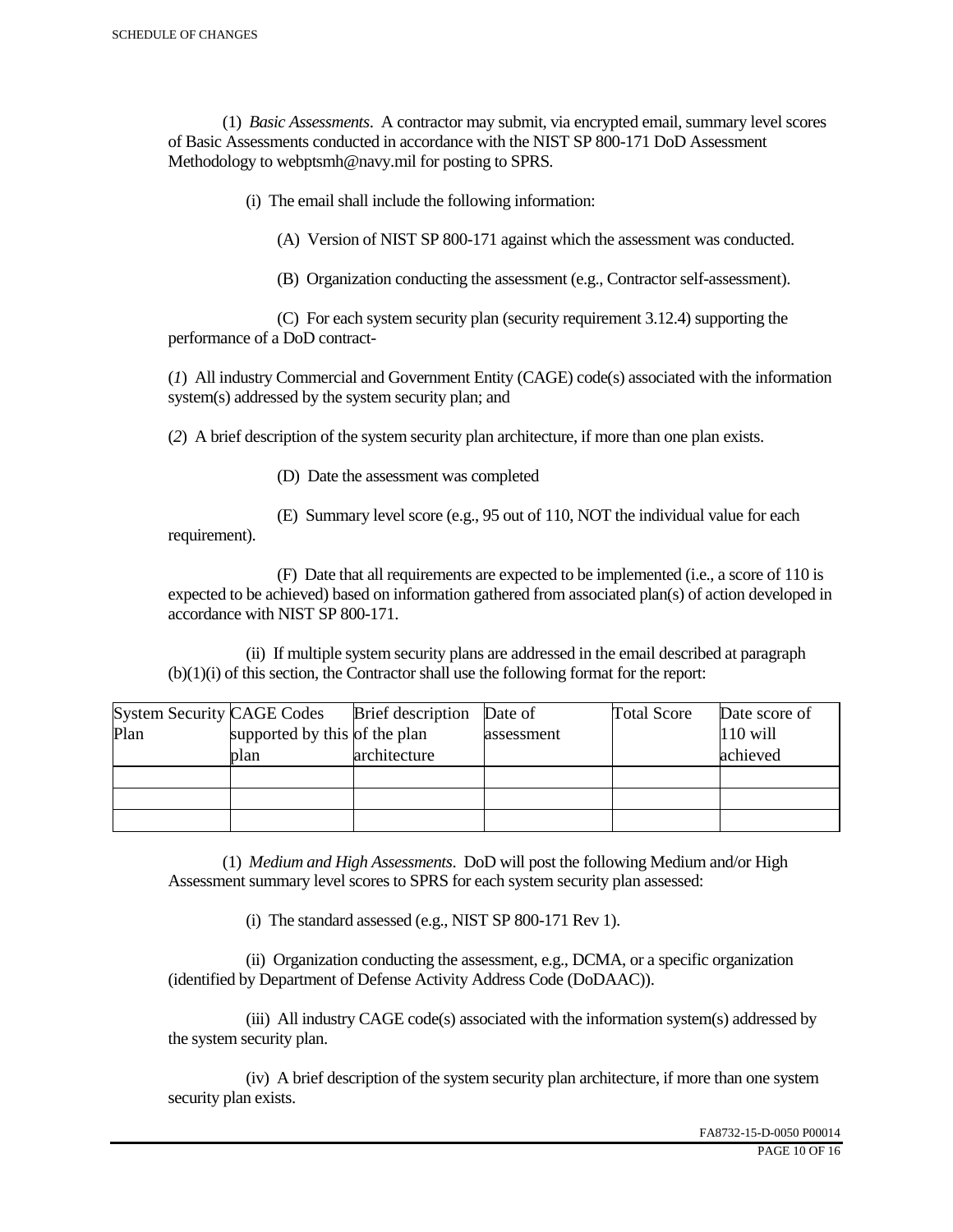(1) *Basic Assessments*. A contractor may submit, via encrypted email, summary level scores of Basic Assessments conducted in accordance with the NIST SP 800-171 DoD Assessment Methodology to webptsmh@navy.mil for posting to SPRS.

(i) The email shall include the following information:

(A) Version of NIST SP 800-171 against which the assessment was conducted.

(B) Organization conducting the assessment (e.g., Contractor self-assessment).

(C) For each system security plan (security requirement 3.12.4) supporting the performance of a DoD contract-

(*1*) All industry Commercial and Government Entity (CAGE) code(s) associated with the information system(s) addressed by the system security plan; and

(*2*) A brief description of the system security plan architecture, if more than one plan exists.

(D) Date the assessment was completed

(E) Summary level score (e.g., 95 out of 110, NOT the individual value for each requirement).

(F) Date that all requirements are expected to be implemented (i.e., a score of 110 is expected to be achieved) based on information gathered from associated plan(s) of action developed in accordance with NIST SP 800-171.

(ii) If multiple system security plans are addressed in the email described at paragraph (b)(1)(i) of this section, the Contractor shall use the following format for the report:

| System Security Plan | CAGE Codes supported by this plan | Brief description of the plan architecture | Date of assessment | Total Score | Date score of 110 will achieved |
|---|---|---|---|---|---|
| | | | | | |
| | | | | | |
| | | | | | |

(1) *Medium and High Assessments*. DoD will post the following Medium and/or High Assessment summary level scores to SPRS for each system security plan assessed:

(i) The standard assessed (e.g., NIST SP 800-171 Rev 1).

(ii) Organization conducting the assessment, e.g., DCMA, or a specific organization (identified by Department of Defense Activity Address Code (DoDAAC)).

(iii) All industry CAGE code(s) associated with the information system(s) addressed by the system security plan.

(iv) A brief description of the system security plan architecture, if more than one system security plan exists.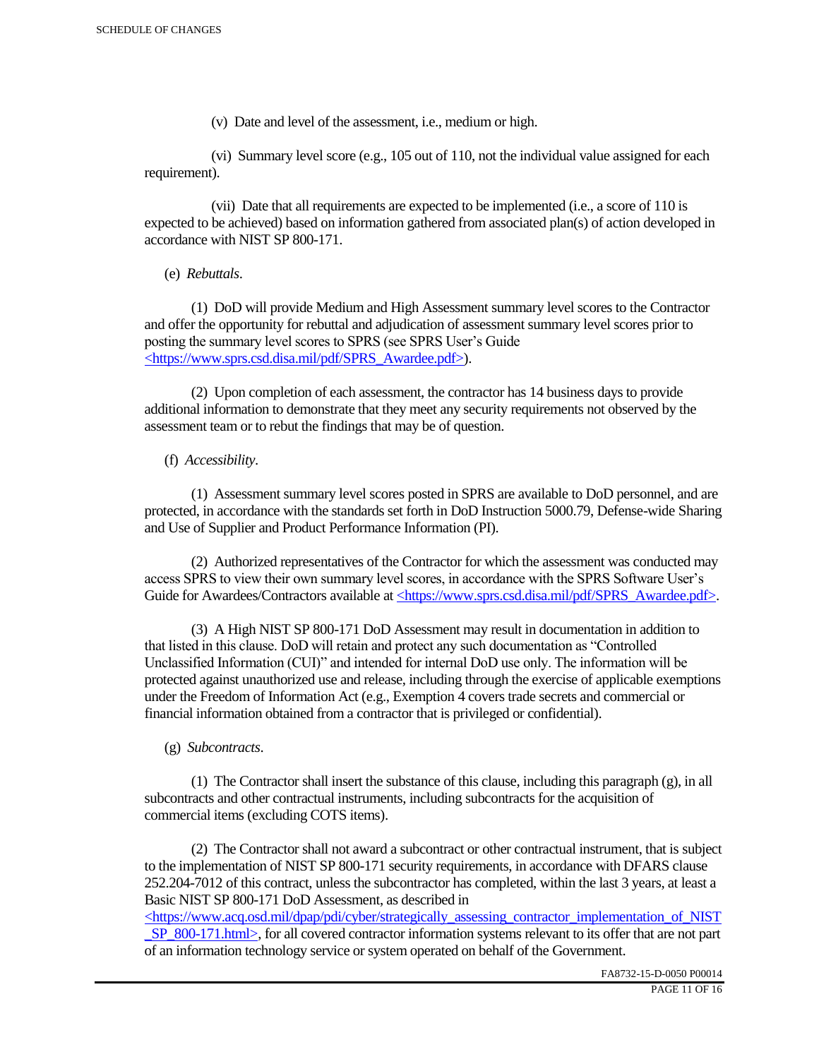(v) Date and level of the assessment, i.e., medium or high.

(vi) Summary level score (e.g., 105 out of 110, not the individual value assigned for each requirement).

(vii) Date that all requirements are expected to be implemented (i.e., a score of 110 is expected to be achieved) based on information gathered from associated plan(s) of action developed in accordance with NIST SP 800-171.

(e) *Rebuttals*.

(1) DoD will provide Medium and High Assessment summary level scores to the Contractor and offer the opportunity for rebuttal and adjudication of assessment summary level scores prior to posting the summary level scores to SPRS (see SPRS User's Guide <https://www.sprs.csd.disa.mil/pdf/SPRS_Awardee.pdf>).

(2) Upon completion of each assessment, the contractor has 14 business days to provide additional information to demonstrate that they meet any security requirements not observed by the assessment team or to rebut the findings that may be of question.

(f) *Accessibility*.

(1) Assessment summary level scores posted in SPRS are available to DoD personnel, and are protected, in accordance with the standards set forth in DoD Instruction 5000.79, Defense-wide Sharing and Use of Supplier and Product Performance Information (PI).

(2) Authorized representatives of the Contractor for which the assessment was conducted may access SPRS to view their own summary level scores, in accordance with the SPRS Software User's Guide for Awardees/Contractors available at <https://www.sprs.csd.disa.mil/pdf/SPRS_Awardee.pdf>.

(3) A High NIST SP 800-171 DoD Assessment may result in documentation in addition to that listed in this clause. DoD will retain and protect any such documentation as "Controlled Unclassified Information (CUI)" and intended for internal DoD use only. The information will be protected against unauthorized use and release, including through the exercise of applicable exemptions under the Freedom of Information Act (e.g., Exemption 4 covers trade secrets and commercial or financial information obtained from a contractor that is privileged or confidential).

(g) *Subcontracts*.

(1) The Contractor shall insert the substance of this clause, including this paragraph (g), in all subcontracts and other contractual instruments, including subcontracts for the acquisition of commercial items (excluding COTS items).

(2) The Contractor shall not award a subcontract or other contractual instrument, that is subject to the implementation of NIST SP 800-171 security requirements, in accordance with DFARS clause 252.204-7012 of this contract, unless the subcontractor has completed, within the last 3 years, at least a Basic NIST SP 800-171 DoD Assessment, as described in <https://www.acq.osd.mil/dpap/pdi/cyber/strategically_assessing_contractor_implementation_of_NIST_SP_800-171.html>, for all covered contractor information systems relevant to its offer that are not part of an information technology service or system operated on behalf of the Government.

FA8732-15-D-0050 P00014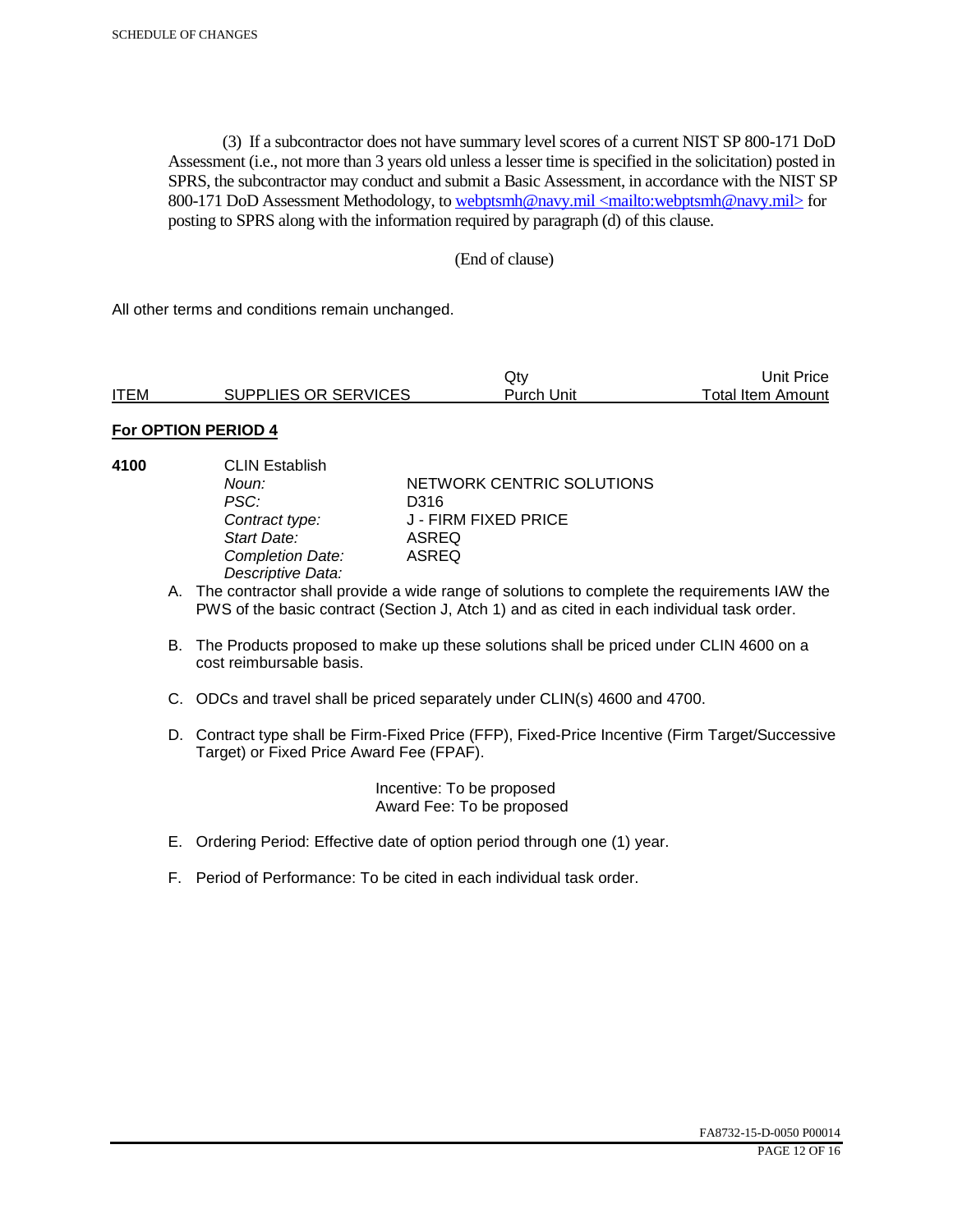(3) If a subcontractor does not have summary level scores of a current NIST SP 800-171 DoD Assessment (i.e., not more than 3 years old unless a lesser time is specified in the solicitation) posted in SPRS, the subcontractor may conduct and submit a Basic Assessment, in accordance with the NIST SP 800-171 DoD Assessment Methodology, to webptsmh@navy.mil <mailto:webptsmh@navy.mil> for posting to SPRS along with the information required by paragraph (d) of this clause.

(End of clause)

All other terms and conditions remain unchanged.

| ITEM | SUPPLIES OR SERVICES | Qty<br>Purch Unit | Unit Price<br>Total Item Amount |
|---|---|---|---|

**For OPTION PERIOD 4**

**4100** CLIN Establish

| | |
|---|---|
| *Noun:* | NETWORK CENTRIC SOLUTIONS |
| *PSC:* | D316 |
| *Contract type:* | J - FIRM FIXED PRICE |
| *Start Date:* | ASREQ |
| *Completion Date:* | ASREQ |
| *Descriptive Data:* | |

A. The contractor shall provide a wide range of solutions to complete the requirements IAW the PWS of the basic contract (Section J, Atch 1) and as cited in each individual task order.

B. The Products proposed to make up these solutions shall be priced under CLIN 4600 on a cost reimbursable basis.

C. ODCs and travel shall be priced separately under CLIN(s) 4600 and 4700.

D. Contract type shall be Firm-Fixed Price (FFP), Fixed-Price Incentive (Firm Target/Successive Target) or Fixed Price Award Fee (FPAF).

Incentive: To be proposed
Award Fee: To be proposed

E. Ordering Period: Effective date of option period through one (1) year.

F. Period of Performance: To be cited in each individual task order.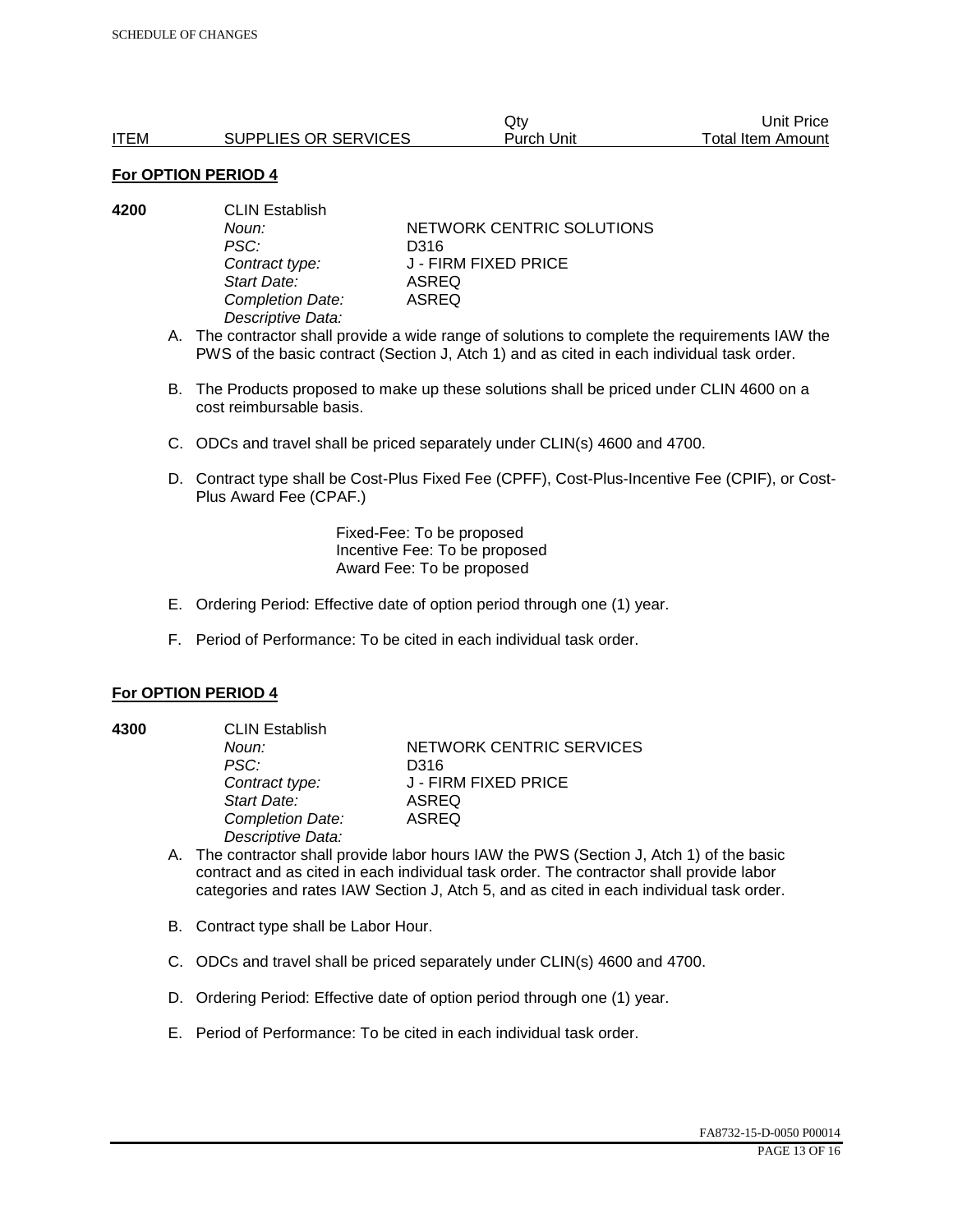| ITEM | SUPPLIES OR SERVICES | Qty Purch Unit | Unit Price Total Item Amount |
|---|---|---|---|

**For OPTION PERIOD 4**

**4200** CLIN Establish

| | |
|---|---|
| *Noun:* | NETWORK CENTRIC SOLUTIONS |
| *PSC:* | D316 |
| *Contract type:* | J - FIRM FIXED PRICE |
| *Start Date:* | ASREQ |
| *Completion Date:* | ASREQ |
| *Descriptive Data:* | |

A. The contractor shall provide a wide range of solutions to complete the requirements IAW the PWS of the basic contract (Section J, Atch 1) and as cited in each individual task order.

B. The Products proposed to make up these solutions shall be priced under CLIN 4600 on a cost reimbursable basis.

C. ODCs and travel shall be priced separately under CLIN(s) 4600 and 4700.

D. Contract type shall be Cost-Plus Fixed Fee (CPFF), Cost-Plus-Incentive Fee (CPIF), or Cost-Plus Award Fee (CPAF.)

Fixed-Fee: To be proposed
Incentive Fee: To be proposed
Award Fee: To be proposed

E. Ordering Period: Effective date of option period through one (1) year.

F. Period of Performance: To be cited in each individual task order.

**For OPTION PERIOD 4**

**4300** CLIN Establish

| | |
|---|---|
| *Noun:* | NETWORK CENTRIC SERVICES |
| *PSC:* | D316 |
| *Contract type:* | J - FIRM FIXED PRICE |
| *Start Date:* | ASREQ |
| *Completion Date:* | ASREQ |
| *Descriptive Data:* | |

A. The contractor shall provide labor hours IAW the PWS (Section J, Atch 1) of the basic contract and as cited in each individual task order. The contractor shall provide labor categories and rates IAW Section J, Atch 5, and as cited in each individual task order.

B. Contract type shall be Labor Hour.

C. ODCs and travel shall be priced separately under CLIN(s) 4600 and 4700.

D. Ordering Period: Effective date of option period through one (1) year.

E. Period of Performance: To be cited in each individual task order.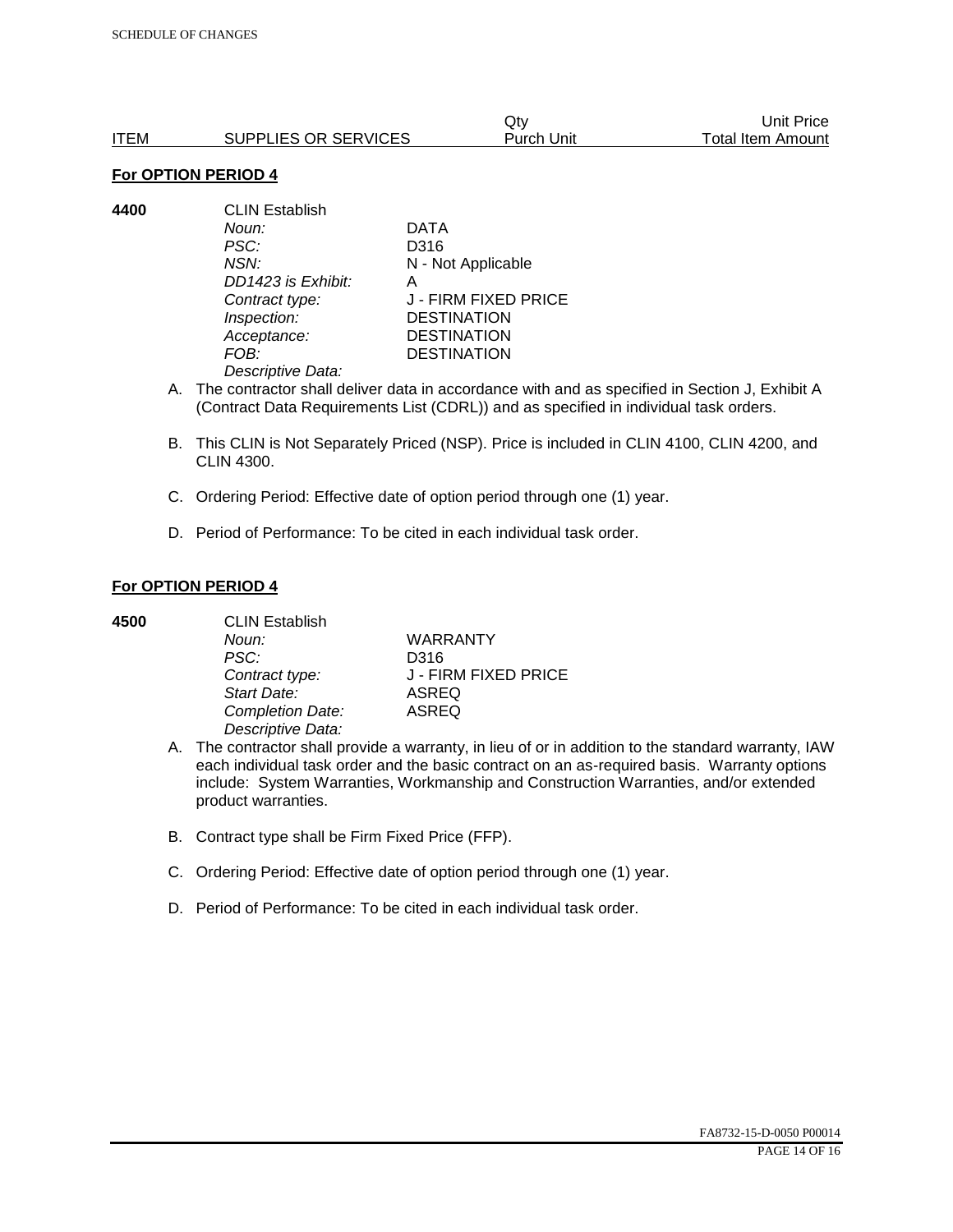| ITEM | SUPPLIES OR SERVICES | Qty Purch Unit | Unit Price Total Item Amount |
|---|---|---|---|

**For OPTION PERIOD 4**

**4400** CLIN Establish

| | |
|---|---|
| *Noun:* | DATA |
| *PSC:* | D316 |
| *NSN:* | N - Not Applicable |
| *DD1423 is Exhibit:* | A |
| *Contract type:* | J - FIRM FIXED PRICE |
| *Inspection:* | DESTINATION |
| *Acceptance:* | DESTINATION |
| *FOB:* | DESTINATION |
| *Descriptive Data:* | |

A. The contractor shall deliver data in accordance with and as specified in Section J, Exhibit A (Contract Data Requirements List (CDRL)) and as specified in individual task orders.

B. This CLIN is Not Separately Priced (NSP). Price is included in CLIN 4100, CLIN 4200, and CLIN 4300.

C. Ordering Period: Effective date of option period through one (1) year.

D. Period of Performance: To be cited in each individual task order.

**For OPTION PERIOD 4**

**4500** CLIN Establish

| | |
|---|---|
| *Noun:* | WARRANTY |
| *PSC:* | D316 |
| *Contract type:* | J - FIRM FIXED PRICE |
| *Start Date:* | ASREQ |
| *Completion Date:* | ASREQ |
| *Descriptive Data:* | |

A. The contractor shall provide a warranty, in lieu of or in addition to the standard warranty, IAW each individual task order and the basic contract on an as-required basis. Warranty options include: System Warranties, Workmanship and Construction Warranties, and/or extended product warranties.

B. Contract type shall be Firm Fixed Price (FFP).

C. Ordering Period: Effective date of option period through one (1) year.

D. Period of Performance: To be cited in each individual task order.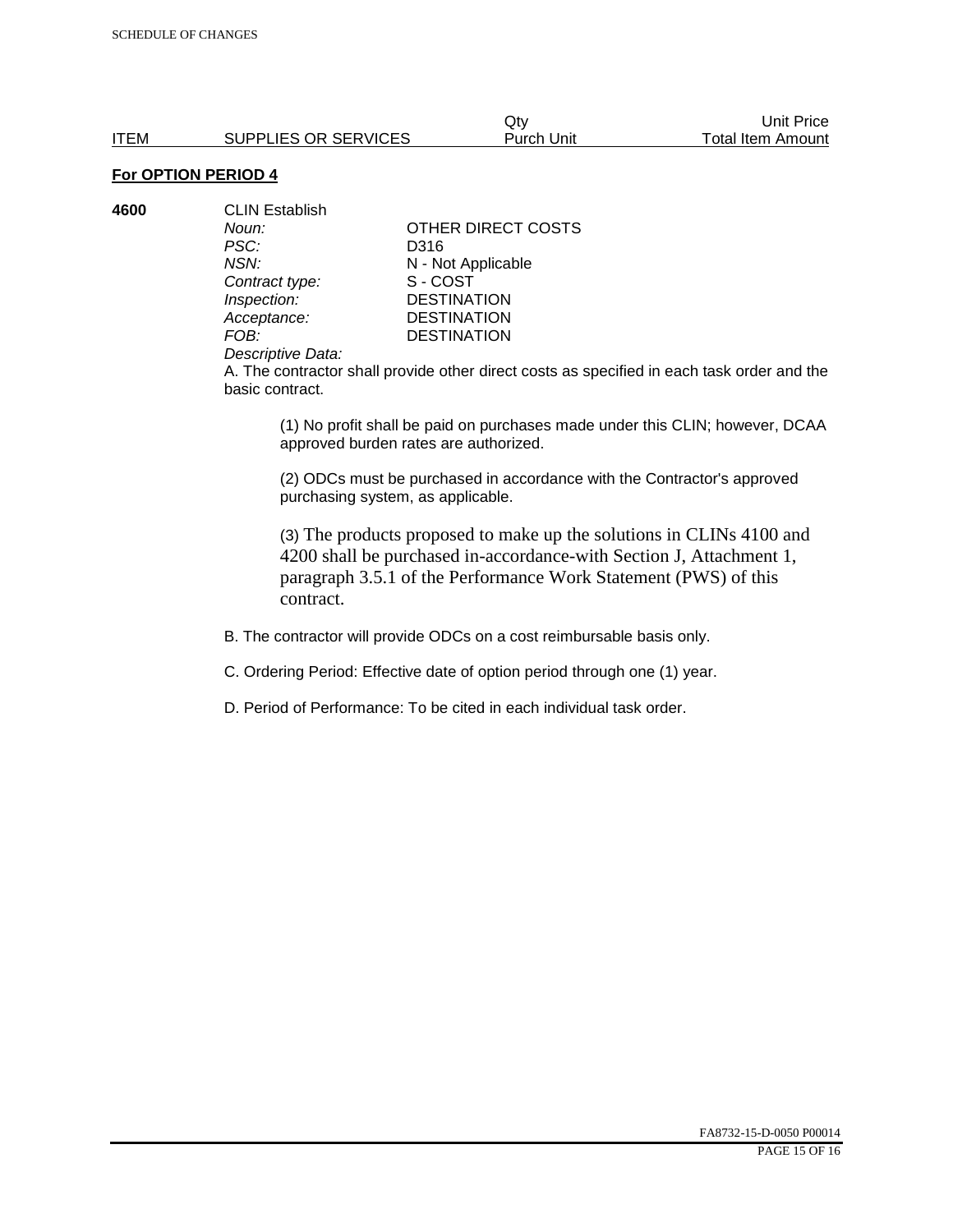| ITEM | SUPPLIES OR SERVICES | Qty Purch Unit | Unit Price Total Item Amount |
|---|---|---|---|

**For OPTION PERIOD 4**

**4600** CLIN Establish

| | |
|---|---|
| *Noun:* | OTHER DIRECT COSTS |
| *PSC:* | D316 |
| *NSN:* | N - Not Applicable |
| *Contract type:* | S - COST |
| *Inspection:* | DESTINATION |
| *Acceptance:* | DESTINATION |
| *FOB:* | DESTINATION |

*Descriptive Data:*

A. The contractor shall provide other direct costs as specified in each task order and the basic contract.

(1) No profit shall be paid on purchases made under this CLIN; however, DCAA approved burden rates are authorized.

(2) ODCs must be purchased in accordance with the Contractor's approved purchasing system, as applicable.

(3) The products proposed to make up the solutions in CLINs 4100 and 4200 shall be purchased in-accordance-with Section J, Attachment 1, paragraph 3.5.1 of the Performance Work Statement (PWS) of this contract.

B. The contractor will provide ODCs on a cost reimbursable basis only.

C. Ordering Period: Effective date of option period through one (1) year.

D. Period of Performance: To be cited in each individual task order.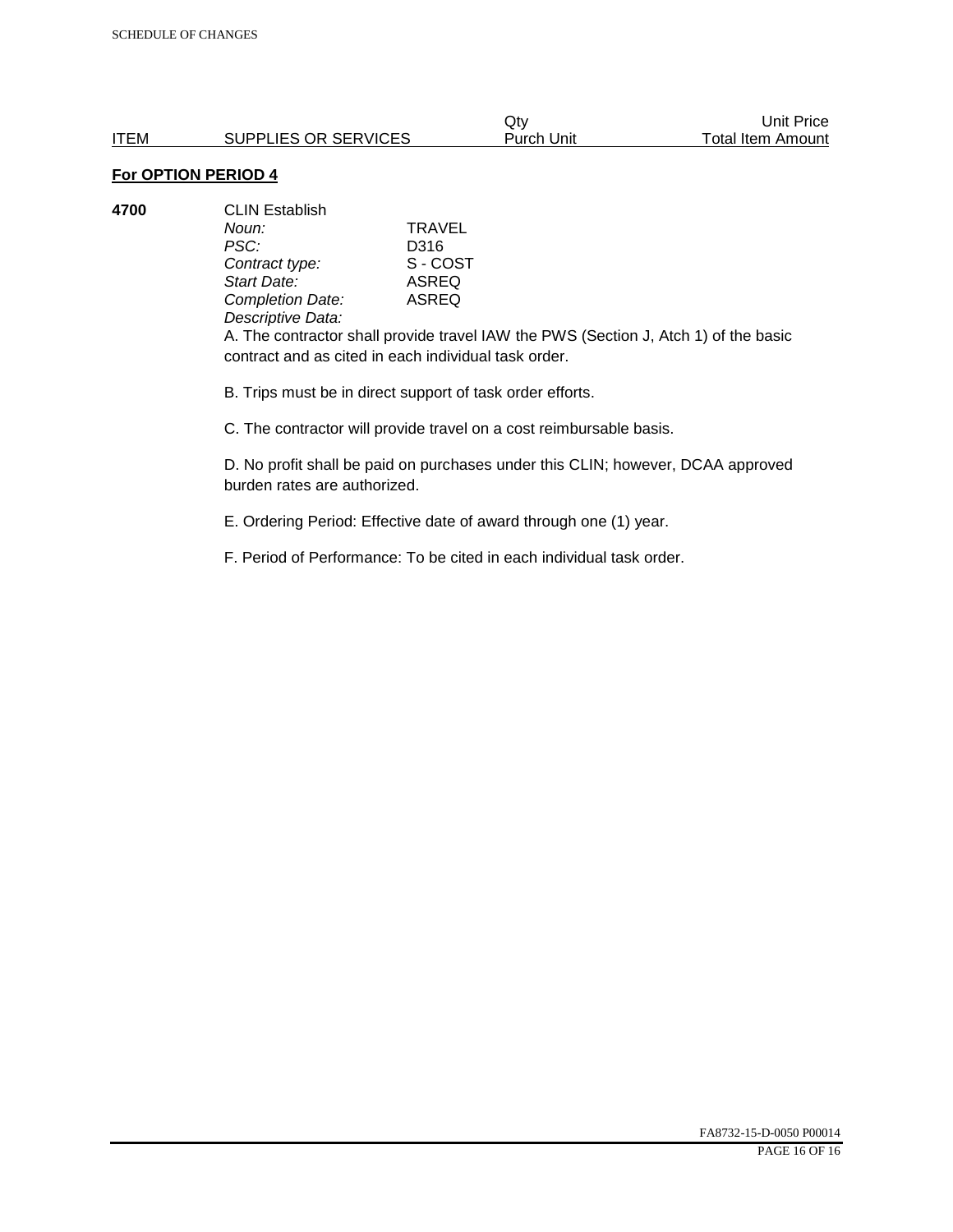| ITEM | SUPPLIES OR SERVICES | Qty Purch Unit | Unit Price Total Item Amount |
| --- | --- | --- | --- |

**For OPTION PERIOD 4**

**4700** CLIN Establish

*Noun:* TRAVEL
*PSC:* D316
*Contract type:* S - COST
*Start Date:* ASREQ
*Completion Date:* ASREQ
*Descriptive Data:*

A. The contractor shall provide travel IAW the PWS (Section J, Atch 1) of the basic contract and as cited in each individual task order.

B. Trips must be in direct support of task order efforts.

C. The contractor will provide travel on a cost reimbursable basis.

D. No profit shall be paid on purchases under this CLIN; however, DCAA approved burden rates are authorized.

E. Ordering Period: Effective date of award through one (1) year.

F. Period of Performance: To be cited in each individual task order.